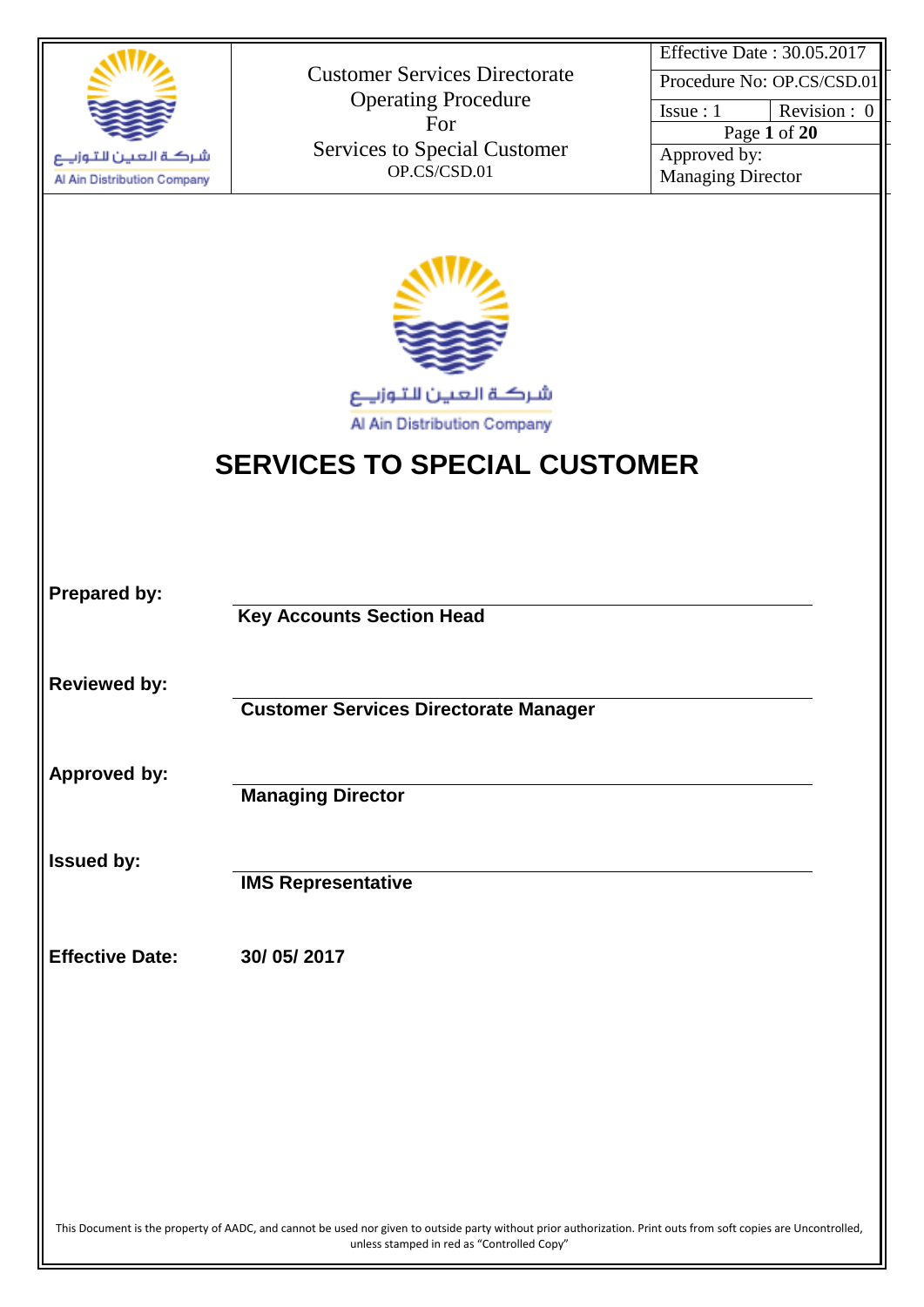# SERVICES TO SPECIAL CUSTOMER

**Prepared by:** **Key Accounts Section Head**

**Reviewed by:** **Customer Services Directorate Manager**

**Approved by:** **Managing Director**

**Issued by:** **IMS Representative**

**Effective Date:** **30/ 05/ 2017**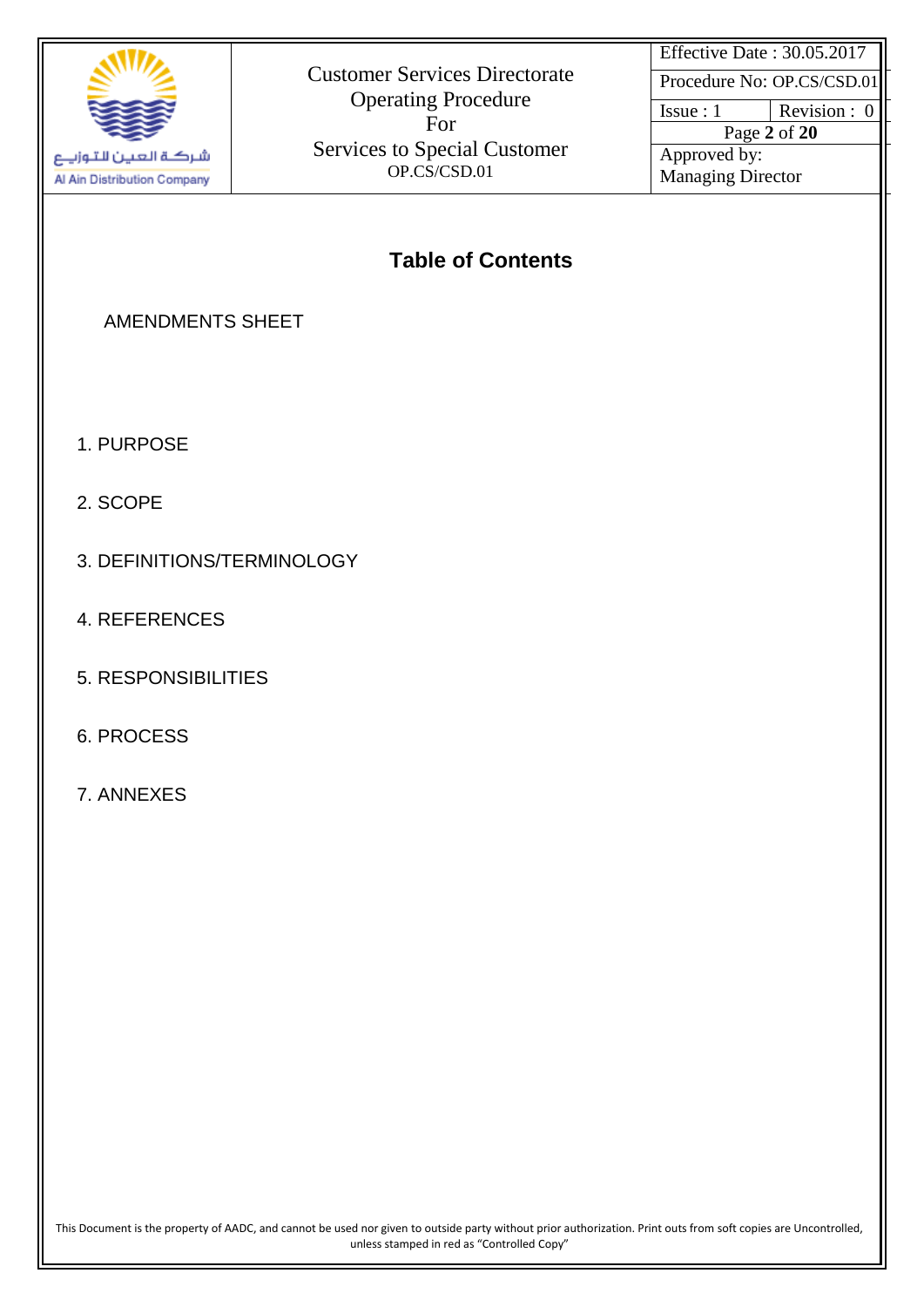## Table of Contents

AMENDMENTS SHEET

1. PURPOSE
2. SCOPE
3. DEFINITIONS/TERMINOLOGY
4. REFERENCES
5. RESPONSIBILITIES
6. PROCESS
7. ANNEXES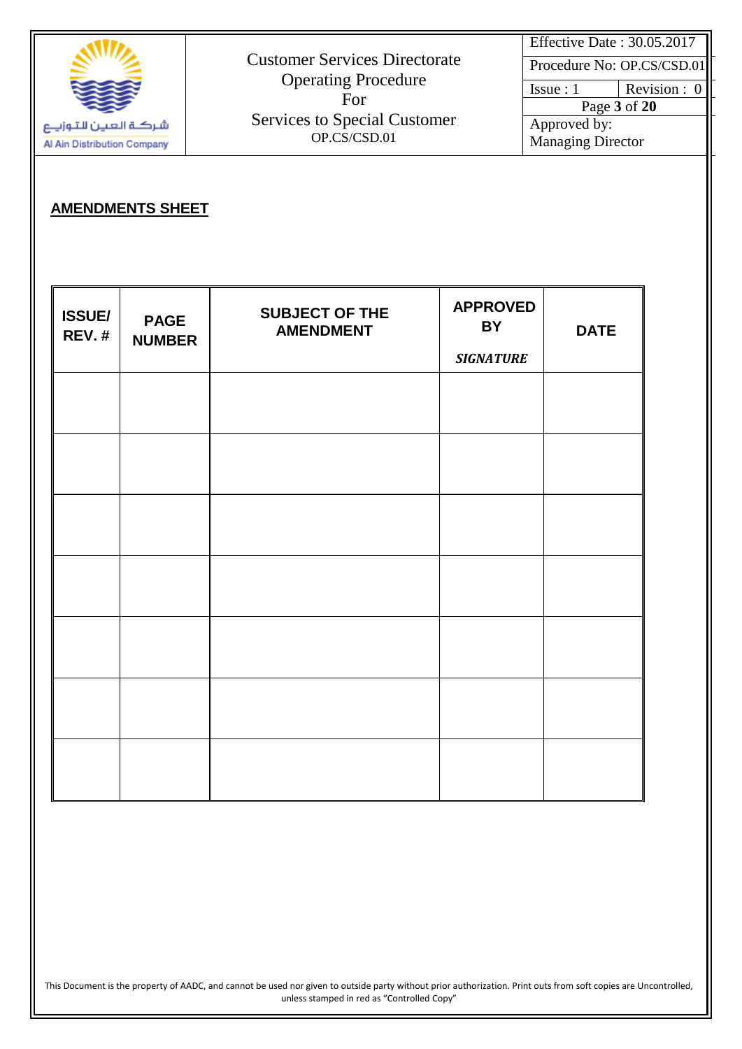## AMENDMENTS SHEET

| ISSUE/ REV. # | PAGE NUMBER | SUBJECT OF THE AMENDMENT | APPROVED BY *SIGNATURE* | DATE |
|---|---|---|---|---|
| | | | | |
| | | | | |
| | | | | |
| | | | | |
| | | | | |
| | | | | |
| | | | | |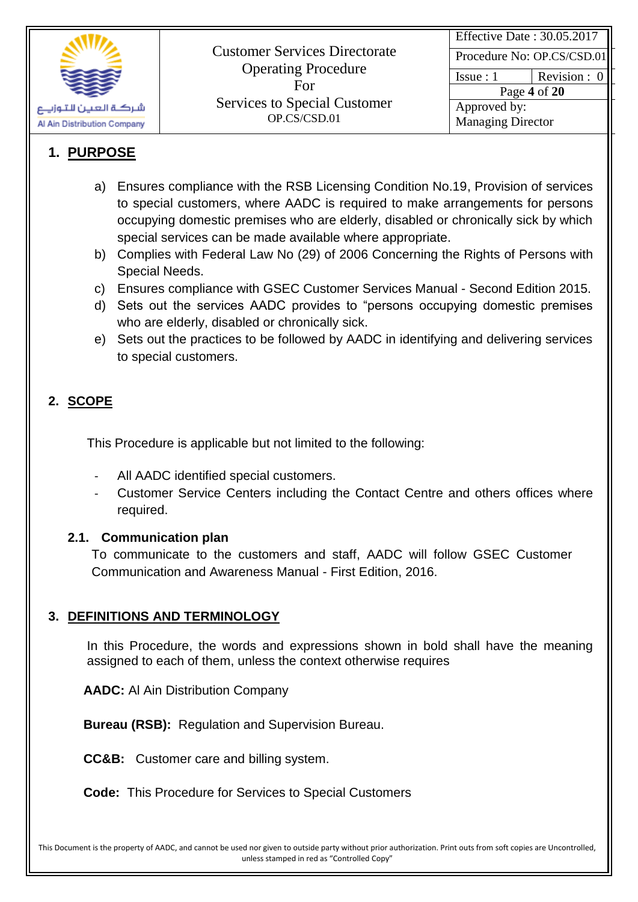## 1. PURPOSE

a) Ensures compliance with the RSB Licensing Condition No.19, Provision of services to special customers, where AADC is required to make arrangements for persons occupying domestic premises who are elderly, disabled or chronically sick by which special services can be made available where appropriate.

b) Complies with Federal Law No (29) of 2006 Concerning the Rights of Persons with Special Needs.

c) Ensures compliance with GSEC Customer Services Manual - Second Edition 2015.

d) Sets out the services AADC provides to "persons occupying domestic premises who are elderly, disabled or chronically sick.

e) Sets out the practices to be followed by AADC in identifying and delivering services to special customers.

## 2. SCOPE

This Procedure is applicable but not limited to the following:

- All AADC identified special customers.
- Customer Service Centers including the Contact Centre and others offices where required.

### 2.1. Communication plan

To communicate to the customers and staff, AADC will follow GSEC Customer Communication and Awareness Manual - First Edition, 2016.

## 3. DEFINITIONS AND TERMINOLOGY

In this Procedure, the words and expressions shown in bold shall have the meaning assigned to each of them, unless the context otherwise requires

**AADC:** Al Ain Distribution Company

**Bureau (RSB):** Regulation and Supervision Bureau.

**CC&B:** Customer care and billing system.

**Code:** This Procedure for Services to Special Customers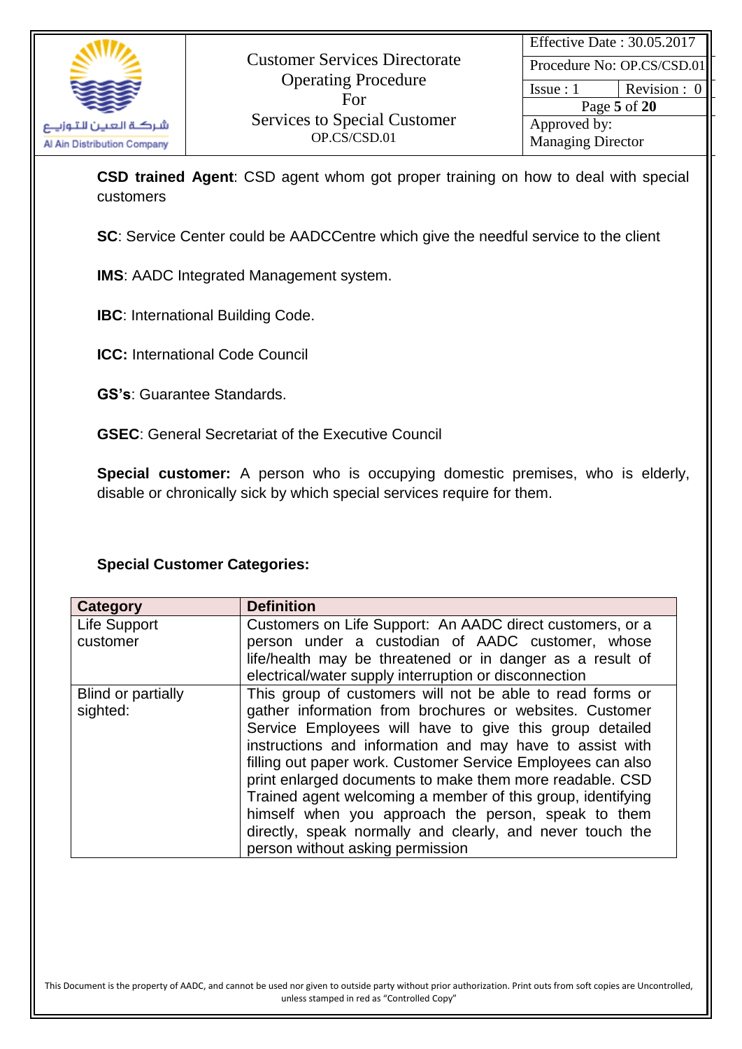**CSD trained Agent**: CSD agent whom got proper training on how to deal with special customers

**SC**: Service Center could be AADCCentre which give the needful service to the client

**IMS**: AADC Integrated Management system.

**IBC**: International Building Code.

**ICC:** International Code Council

**GS's**: Guarantee Standards.

**GSEC**: General Secretariat of the Executive Council

**Special customer:** A person who is occupying domestic premises, who is elderly, disable or chronically sick by which special services require for them.

**Special Customer Categories:**

| Category | Definition |
|---|---|
| Life Support customer | Customers on Life Support: An AADC direct customers, or a person under a custodian of AADC customer, whose life/health may be threatened or in danger as a result of electrical/water supply interruption or disconnection |
| Blind or partially sighted: | This group of customers will not be able to read forms or gather information from brochures or websites. Customer Service Employees will have to give this group detailed instructions and information and may have to assist with filling out paper work. Customer Service Employees can also print enlarged documents to make them more readable. CSD Trained agent welcoming a member of this group, identifying himself when you approach the person, speak to them directly, speak normally and clearly, and never touch the person without asking permission |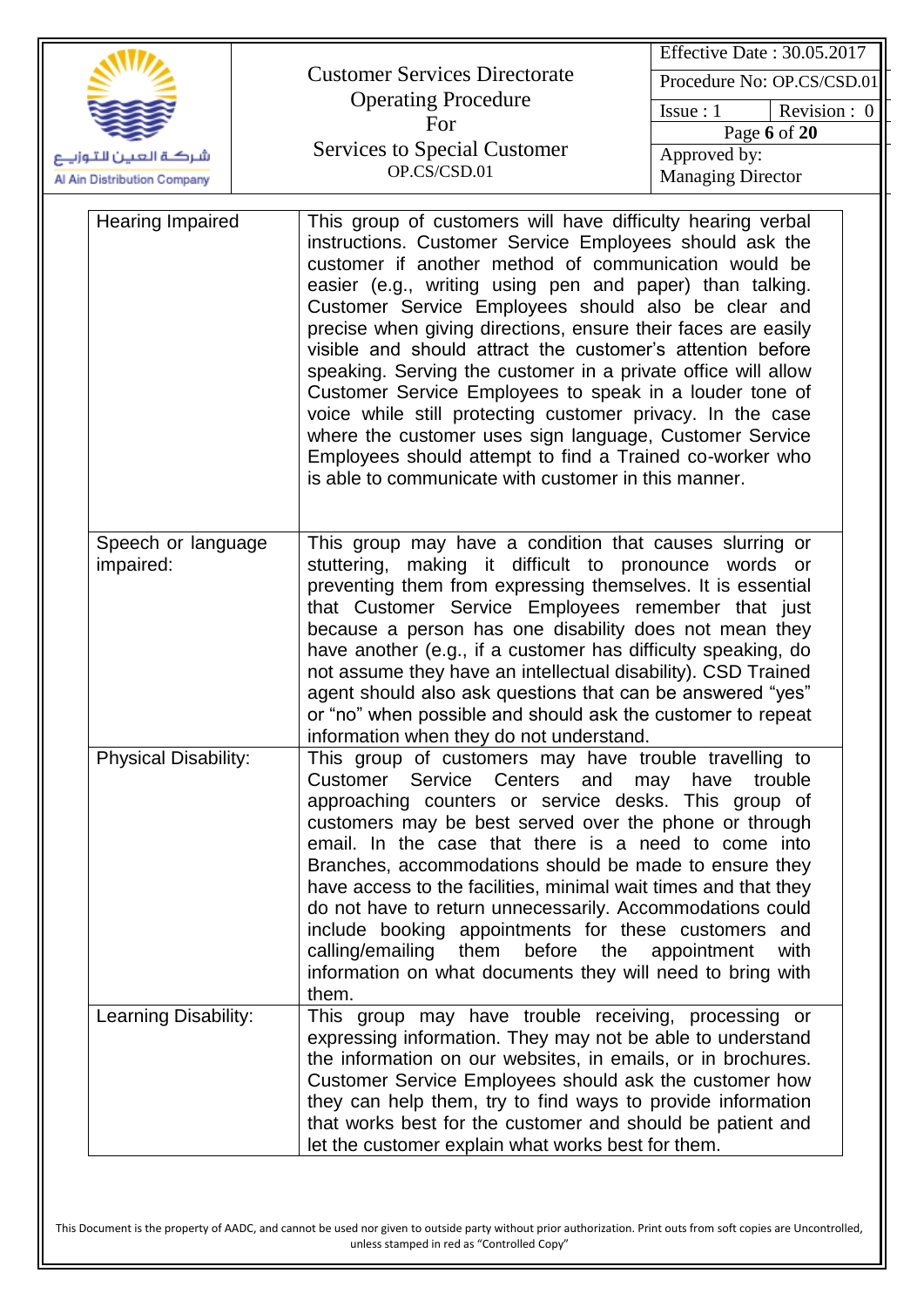| Hearing Impaired | This group of customers will have difficulty hearing verbal instructions. Customer Service Employees should ask the customer if another method of communication would be easier (e.g., writing using pen and paper) than talking. Customer Service Employees should also be clear and precise when giving directions, ensure their faces are easily visible and should attract the customer's attention before speaking. Serving the customer in a private office will allow Customer Service Employees to speak in a louder tone of voice while still protecting customer privacy. In the case where the customer uses sign language, Customer Service Employees should attempt to find a Trained co-worker who is able to communicate with customer in this manner. |
|---|---|
| Speech or language impaired: | This group may have a condition that causes slurring or stuttering, making it difficult to pronounce words or preventing them from expressing themselves. It is essential that Customer Service Employees remember that just because a person has one disability does not mean they have another (e.g., if a customer has difficulty speaking, do not assume they have an intellectual disability). CSD Trained agent should also ask questions that can be answered "yes" or "no" when possible and should ask the customer to repeat information when they do not understand. |
| Physical Disability: | This group of customers may have trouble travelling to Customer Service Centers and may have trouble approaching counters or service desks. This group of customers may be best served over the phone or through email. In the case that there is a need to come into Branches, accommodations should be made to ensure they have access to the facilities, minimal wait times and that they do not have to return unnecessarily. Accommodations could include booking appointments for these customers and calling/emailing them before the appointment with information on what documents they will need to bring with them. |
| Learning Disability: | This group may have trouble receiving, processing or expressing information. They may not be able to understand the information on our websites, in emails, or in brochures. Customer Service Employees should ask the customer how they can help them, try to find ways to provide information that works best for the customer and should be patient and let the customer explain what works best for them. |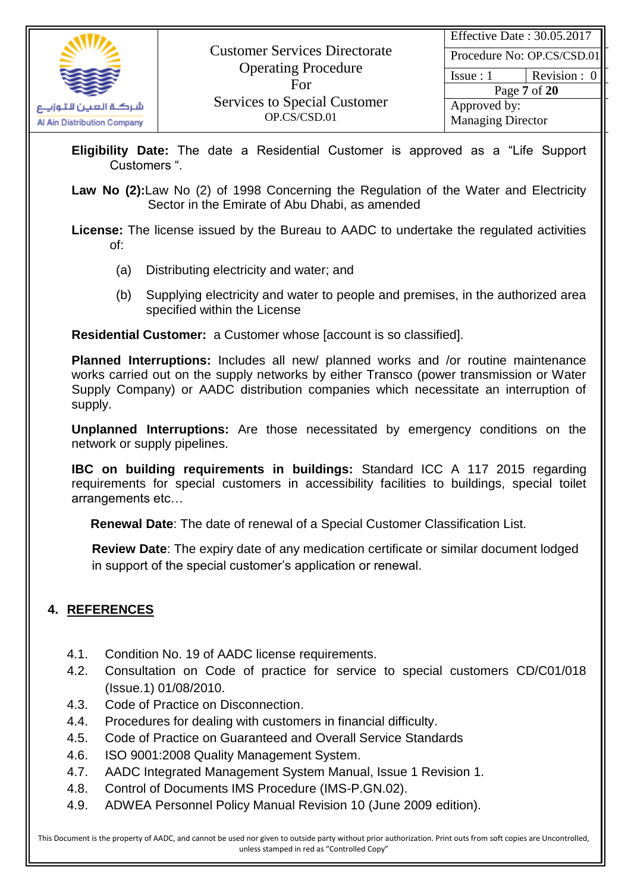**Eligibility Date:** The date a Residential Customer is approved as a "Life Support Customers ".

**Law No (2):** Law No (2) of 1998 Concerning the Regulation of the Water and Electricity Sector in the Emirate of Abu Dhabi, as amended

**License:** The license issued by the Bureau to AADC to undertake the regulated activities of:

(a) Distributing electricity and water; and

(b) Supplying electricity and water to people and premises, in the authorized area specified within the License

**Residential Customer:** a Customer whose [account is so classified].

**Planned Interruptions:** Includes all new/ planned works and /or routine maintenance works carried out on the supply networks by either Transco (power transmission or Water Supply Company) or AADC distribution companies which necessitate an interruption of supply.

**Unplanned Interruptions:** Are those necessitated by emergency conditions on the network or supply pipelines.

**IBC on building requirements in buildings:** Standard ICC A 117 2015 regarding requirements for special customers in accessibility facilities to buildings, special toilet arrangements etc…

**Renewal Date**: The date of renewal of a Special Customer Classification List.

**Review Date**: The expiry date of any medication certificate or similar document lodged in support of the special customer's application or renewal.

## 4. REFERENCES

4.1. Condition No. 19 of AADC license requirements.
4.2. Consultation on Code of practice for service to special customers CD/C01/018 (Issue.1) 01/08/2010.
4.3. Code of Practice on Disconnection.
4.4. Procedures for dealing with customers in financial difficulty.
4.5. Code of Practice on Guaranteed and Overall Service Standards
4.6. ISO 9001:2008 Quality Management System.
4.7. AADC Integrated Management System Manual, Issue 1 Revision 1.
4.8. Control of Documents IMS Procedure (IMS-P.GN.02).
4.9. ADWEA Personnel Policy Manual Revision 10 (June 2009 edition).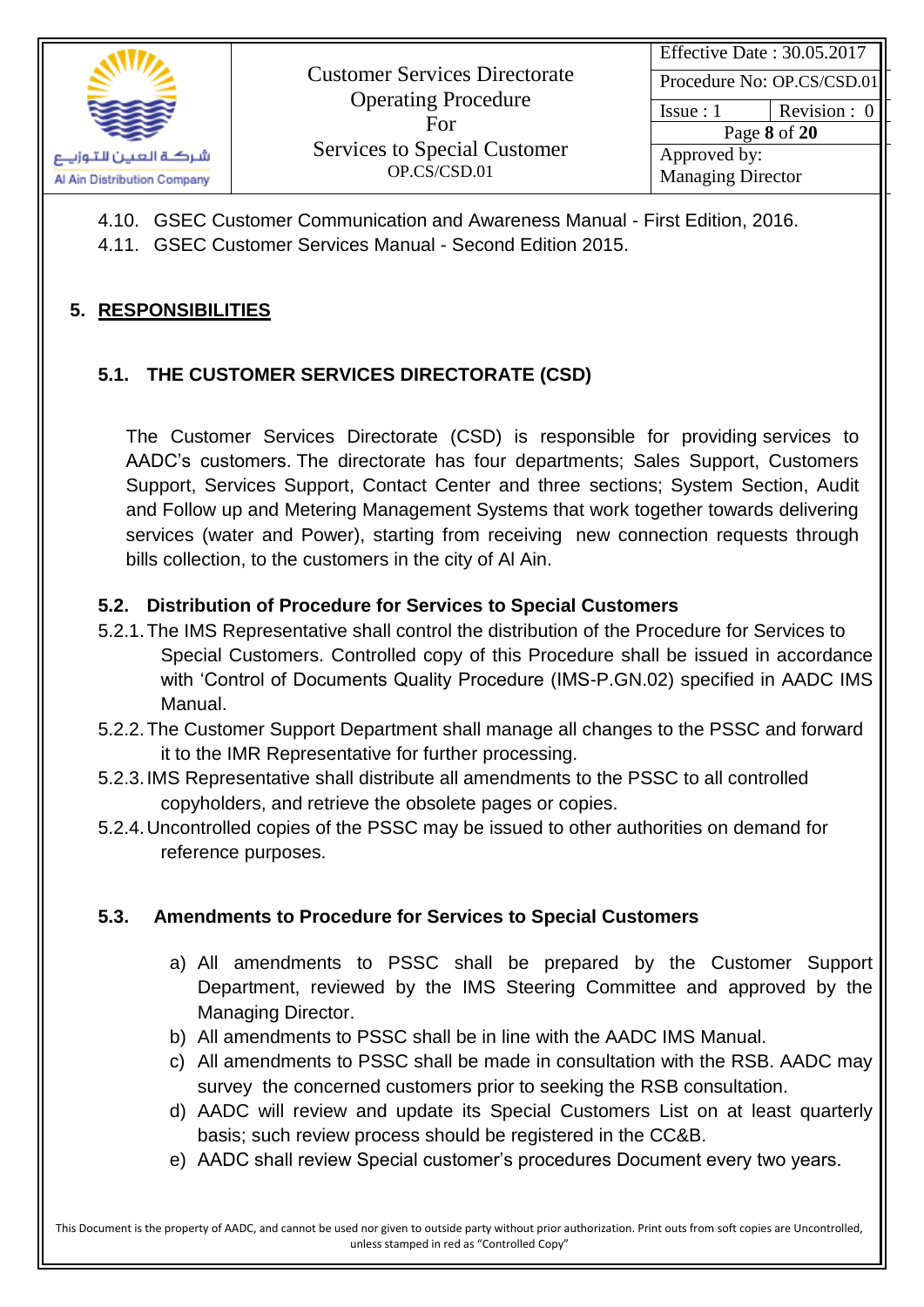4.10. GSEC Customer Communication and Awareness Manual - First Edition, 2016.
4.11. GSEC Customer Services Manual - Second Edition 2015.

## 5. RESPONSIBILITIES

### 5.1. THE CUSTOMER SERVICES DIRECTORATE (CSD)

The Customer Services Directorate (CSD) is responsible for providing services to AADC's customers. The directorate has four departments; Sales Support, Customers Support, Services Support, Contact Center and three sections; System Section, Audit and Follow up and Metering Management Systems that work together towards delivering services (water and Power), starting from receiving new connection requests through bills collection, to the customers in the city of Al Ain.

### 5.2. Distribution of Procedure for Services to Special Customers

5.2.1. The IMS Representative shall control the distribution of the Procedure for Services to Special Customers. Controlled copy of this Procedure shall be issued in accordance with 'Control of Documents Quality Procedure (IMS-P.GN.02) specified in AADC IMS Manual.

5.2.2. The Customer Support Department shall manage all changes to the PSSC and forward it to the IMR Representative for further processing.

5.2.3. IMS Representative shall distribute all amendments to the PSSC to all controlled copyholders, and retrieve the obsolete pages or copies.

5.2.4. Uncontrolled copies of the PSSC may be issued to other authorities on demand for reference purposes.

### 5.3. Amendments to Procedure for Services to Special Customers

a) All amendments to PSSC shall be prepared by the Customer Support Department, reviewed by the IMS Steering Committee and approved by the Managing Director.
b) All amendments to PSSC shall be in line with the AADC IMS Manual.
c) All amendments to PSSC shall be made in consultation with the RSB. AADC may survey the concerned customers prior to seeking the RSB consultation.
d) AADC will review and update its Special Customers List on at least quarterly basis; such review process should be registered in the CC&B.
e) AADC shall review Special customer's procedures Document every two years.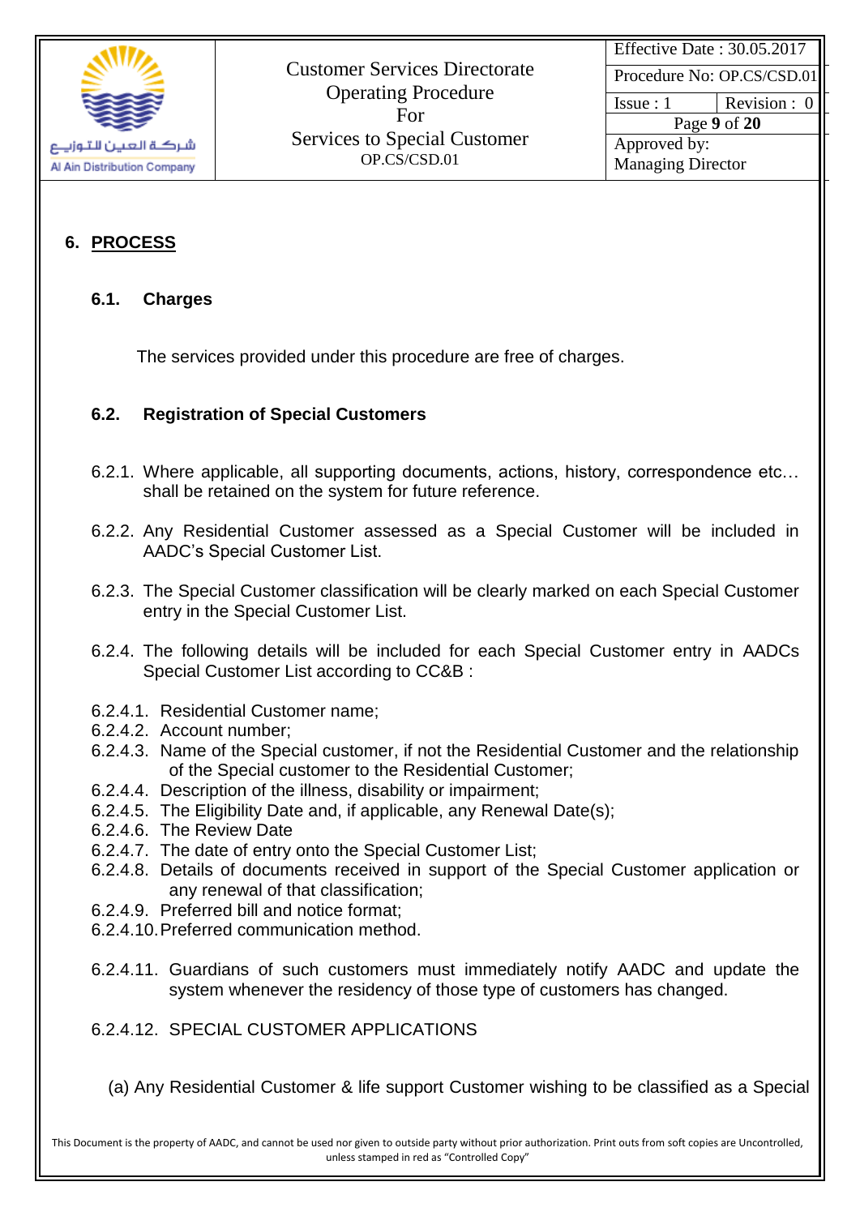## 6. PROCESS

### 6.1. Charges

The services provided under this procedure are free of charges.

### 6.2. Registration of Special Customers

6.2.1. Where applicable, all supporting documents, actions, history, correspondence etc… shall be retained on the system for future reference.

6.2.2. Any Residential Customer assessed as a Special Customer will be included in AADC's Special Customer List.

6.2.3. The Special Customer classification will be clearly marked on each Special Customer entry in the Special Customer List.

6.2.4. The following details will be included for each Special Customer entry in AADCs Special Customer List according to CC&B :

6.2.4.1. Residential Customer name;
6.2.4.2. Account number;
6.2.4.3. Name of the Special customer, if not the Residential Customer and the relationship of the Special customer to the Residential Customer;
6.2.4.4. Description of the illness, disability or impairment;
6.2.4.5. The Eligibility Date and, if applicable, any Renewal Date(s);
6.2.4.6. The Review Date
6.2.4.7. The date of entry onto the Special Customer List;
6.2.4.8. Details of documents received in support of the Special Customer application or any renewal of that classification;
6.2.4.9. Preferred bill and notice format;
6.2.4.10. Preferred communication method.

6.2.4.11. Guardians of such customers must immediately notify AADC and update the system whenever the residency of those type of customers has changed.

6.2.4.12. SPECIAL CUSTOMER APPLICATIONS

(a) Any Residential Customer & life support Customer wishing to be classified as a Special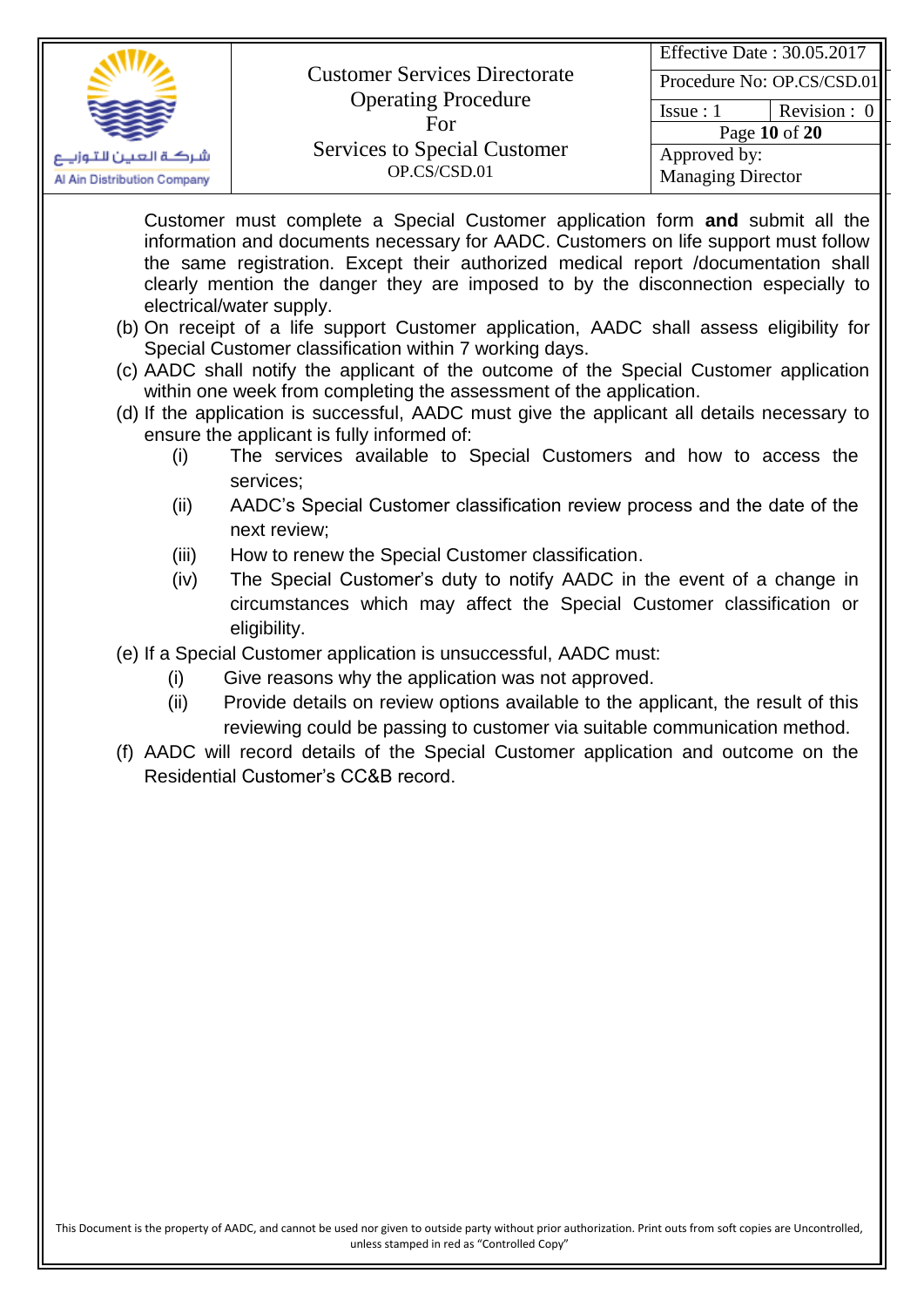Customer must complete a Special Customer application form **and** submit all the information and documents necessary for AADC. Customers on life support must follow the same registration. Except their authorized medical report /documentation shall clearly mention the danger they are imposed to by the disconnection especially to electrical/water supply.

(b) On receipt of a life support Customer application, AADC shall assess eligibility for Special Customer classification within 7 working days.

(c) AADC shall notify the applicant of the outcome of the Special Customer application within one week from completing the assessment of the application.

(d) If the application is successful, AADC must give the applicant all details necessary to ensure the applicant is fully informed of:

  - (i) The services available to Special Customers and how to access the services;
  - (ii) AADC's Special Customer classification review process and the date of the next review;
  - (iii) How to renew the Special Customer classification.
  - (iv) The Special Customer's duty to notify AADC in the event of a change in circumstances which may affect the Special Customer classification or eligibility.

(e) If a Special Customer application is unsuccessful, AADC must:

  - (i) Give reasons why the application was not approved.
  - (ii) Provide details on review options available to the applicant, the result of this reviewing could be passing to customer via suitable communication method.

(f) AADC will record details of the Special Customer application and outcome on the Residential Customer's CC&B record.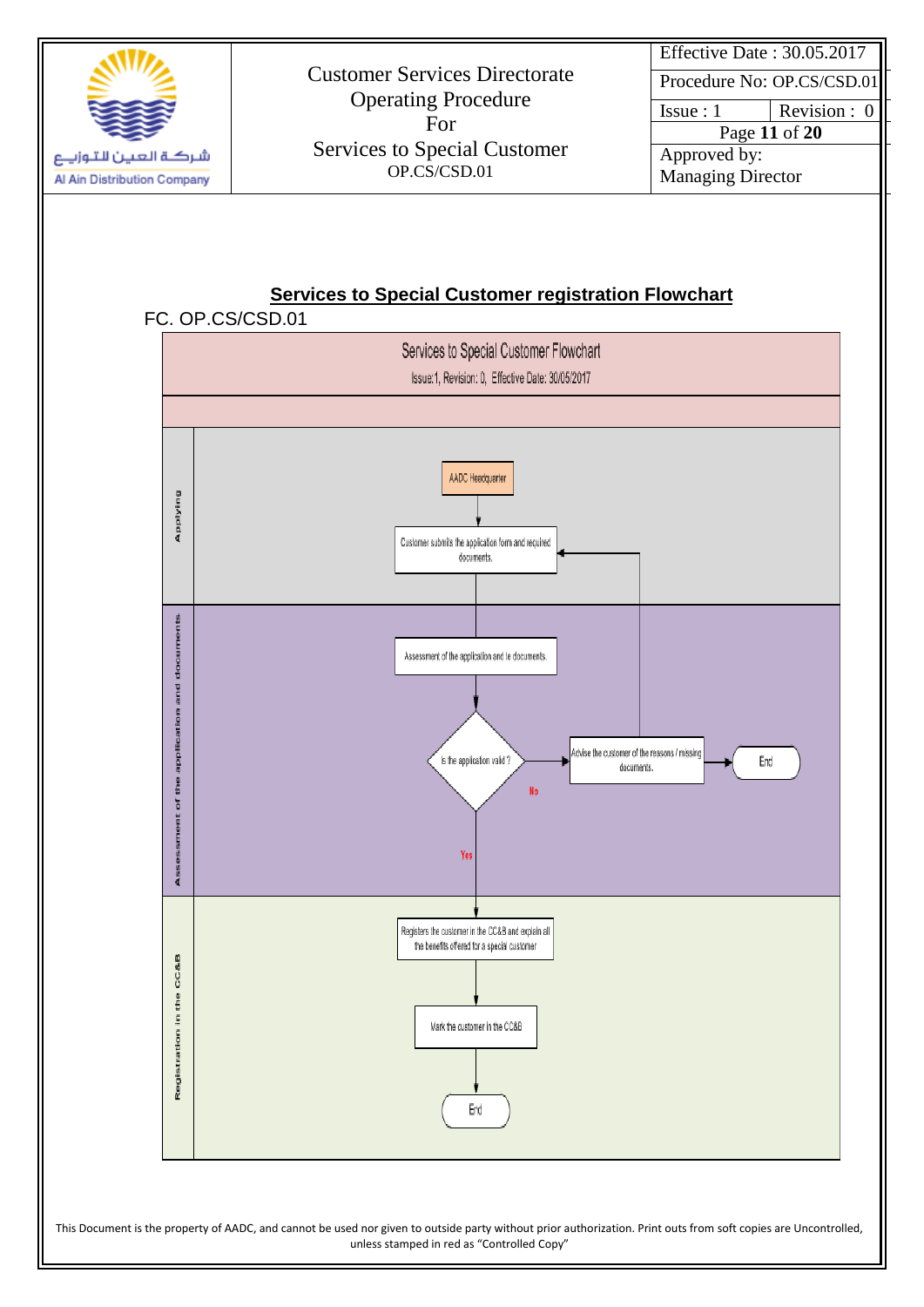## Services to Special Customer registration Flowchart

FC. OP.CS/CSD.01

**Services to Special Customer Flowchart**

Issue:1, Revision: 0, Effective Date: 30/05/2017

**Applying**

- AADC Headquarter
- Customer submits the application form and required documents.

**Assessment of the application and documents**

- Assessment of the application and le documents.
- Is the application valid ?
  - No → Advise the customer of the reasons / missing documents. → End (and back to: Customer submits the application form and required documents.)
  - Yes → Registration in the CC&B

**Registration in the CC&B**

- Registers the customer in the CC&B and explain all the benefits offered for a special customer
- Mark the customer in the CC&B
- End

This Document is the property of AADC, and cannot be used nor given to outside party without prior authorization. Print outs from soft copies are Uncontrolled, unless stamped in red as "Controlled Copy"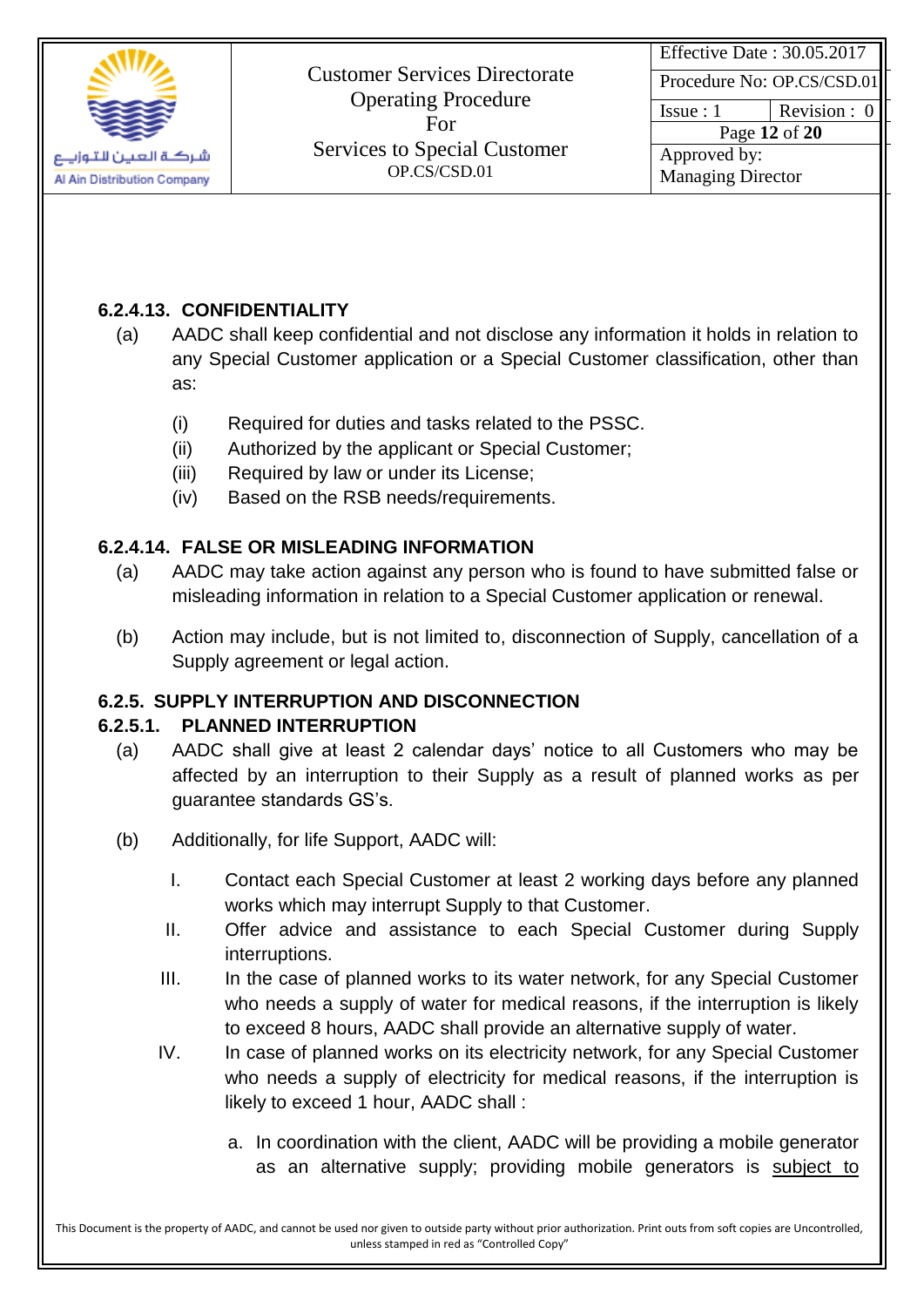#### 6.2.4.13. CONFIDENTIALITY

(a) AADC shall keep confidential and not disclose any information it holds in relation to any Special Customer application or a Special Customer classification, other than as:

(i) Required for duties and tasks related to the PSSC.
(ii) Authorized by the applicant or Special Customer;
(iii) Required by law or under its License;
(iv) Based on the RSB needs/requirements.

#### 6.2.4.14. FALSE OR MISLEADING INFORMATION

(a) AADC may take action against any person who is found to have submitted false or misleading information in relation to a Special Customer application or renewal.

(b) Action may include, but is not limited to, disconnection of Supply, cancellation of a Supply agreement or legal action.

### 6.2.5. SUPPLY INTERRUPTION AND DISCONNECTION

#### 6.2.5.1. PLANNED INTERRUPTION

(a) AADC shall give at least 2 calendar days' notice to all Customers who may be affected by an interruption to their Supply as a result of planned works as per guarantee standards GS's.

(b) Additionally, for life Support, AADC will:

I. Contact each Special Customer at least 2 working days before any planned works which may interrupt Supply to that Customer.
II. Offer advice and assistance to each Special Customer during Supply interruptions.
III. In the case of planned works to its water network, for any Special Customer who needs a supply of water for medical reasons, if the interruption is likely to exceed 8 hours, AADC shall provide an alternative supply of water.
IV. In case of planned works on its electricity network, for any Special Customer who needs a supply of electricity for medical reasons, if the interruption is likely to exceed 1 hour, AADC shall :

   a. In coordination with the client, AADC will be providing a mobile generator as an alternative supply; providing mobile generators is <u>subject to</u>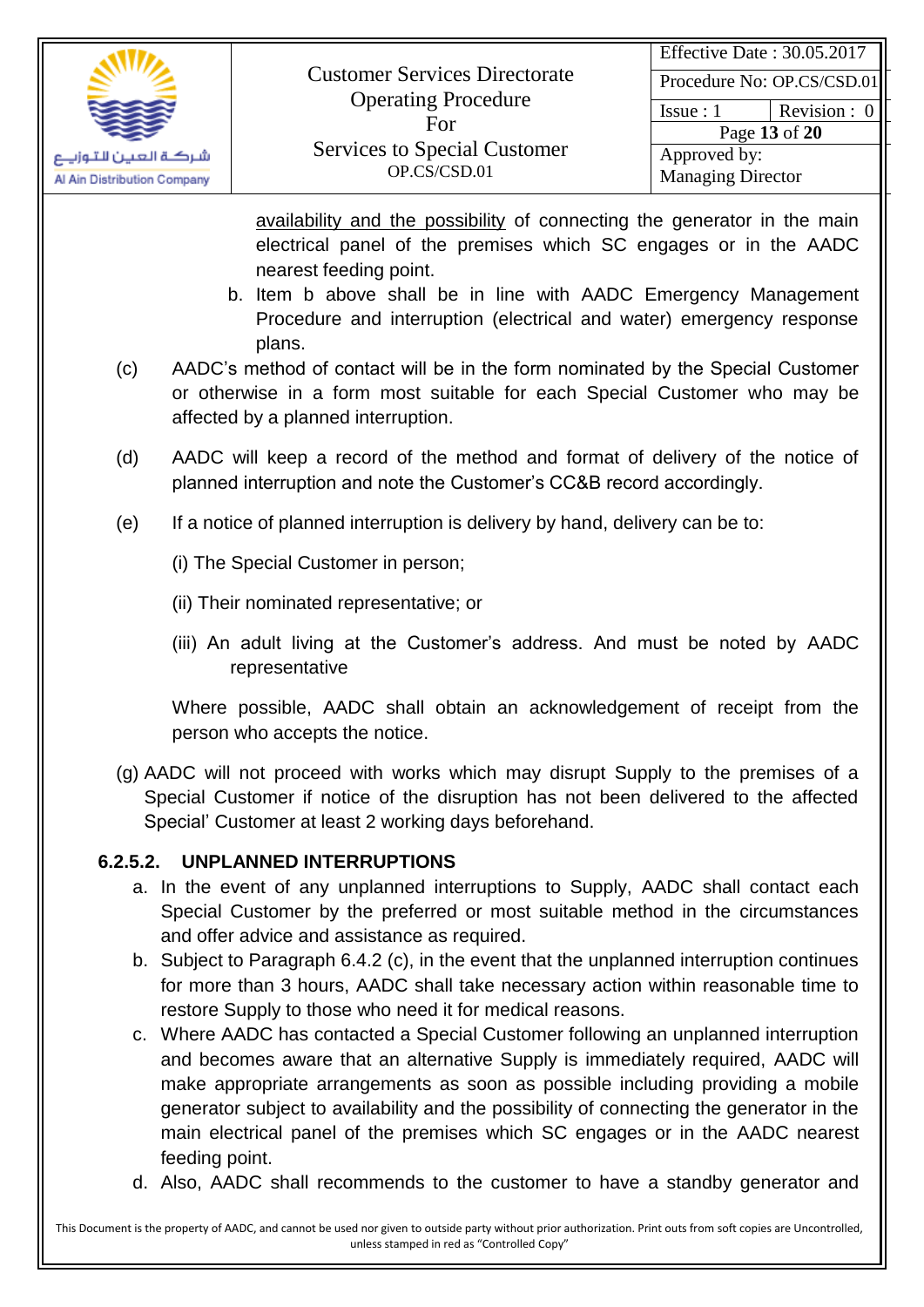availability and the possibility of connecting the generator in the main electrical panel of the premises which SC engages or in the AADC nearest feeding point.

b. Item b above shall be in line with AADC Emergency Management Procedure and interruption (electrical and water) emergency response plans.

(c) AADC's method of contact will be in the form nominated by the Special Customer or otherwise in a form most suitable for each Special Customer who may be affected by a planned interruption.

(d) AADC will keep a record of the method and format of delivery of the notice of planned interruption and note the Customer's CC&B record accordingly.

(e) If a notice of planned interruption is delivery by hand, delivery can be to:

(i) The Special Customer in person;

(ii) Their nominated representative; or

(iii) An adult living at the Customer's address. And must be noted by AADC representative

Where possible, AADC shall obtain an acknowledgement of receipt from the person who accepts the notice.

(g) AADC will not proceed with works which may disrupt Supply to the premises of a Special Customer if notice of the disruption has not been delivered to the affected Special' Customer at least 2 working days beforehand.

### 6.2.5.2. UNPLANNED INTERRUPTIONS

a. In the event of any unplanned interruptions to Supply, AADC shall contact each Special Customer by the preferred or most suitable method in the circumstances and offer advice and assistance as required.

b. Subject to Paragraph 6.4.2 (c), in the event that the unplanned interruption continues for more than 3 hours, AADC shall take necessary action within reasonable time to restore Supply to those who need it for medical reasons.

c. Where AADC has contacted a Special Customer following an unplanned interruption and becomes aware that an alternative Supply is immediately required, AADC will make appropriate arrangements as soon as possible including providing a mobile generator subject to availability and the possibility of connecting the generator in the main electrical panel of the premises which SC engages or in the AADC nearest feeding point.

d. Also, AADC shall recommends to the customer to have a standby generator and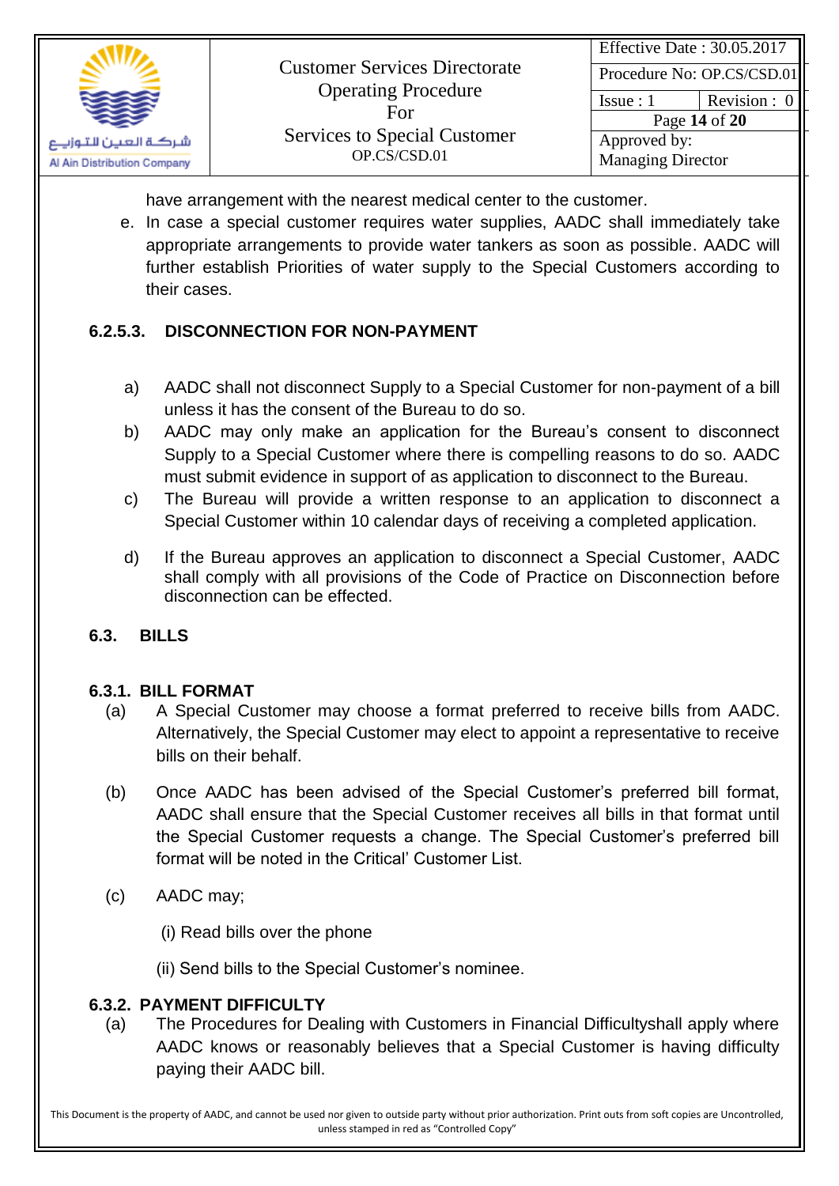have arrangement with the nearest medical center to the customer.

e. In case a special customer requires water supplies, AADC shall immediately take appropriate arrangements to provide water tankers as soon as possible. AADC will further establish Priorities of water supply to the Special Customers according to their cases.

#### 6.2.5.3. DISCONNECTION FOR NON-PAYMENT

a) AADC shall not disconnect Supply to a Special Customer for non-payment of a bill unless it has the consent of the Bureau to do so.

b) AADC may only make an application for the Bureau's consent to disconnect Supply to a Special Customer where there is compelling reasons to do so. AADC must submit evidence in support of as application to disconnect to the Bureau.

c) The Bureau will provide a written response to an application to disconnect a Special Customer within 10 calendar days of receiving a completed application.

d) If the Bureau approves an application to disconnect a Special Customer, AADC shall comply with all provisions of the Code of Practice on Disconnection before disconnection can be effected.

## 6.3. BILLS

### 6.3.1. BILL FORMAT

(a) A Special Customer may choose a format preferred to receive bills from AADC. Alternatively, the Special Customer may elect to appoint a representative to receive bills on their behalf.

(b) Once AADC has been advised of the Special Customer's preferred bill format, AADC shall ensure that the Special Customer receives all bills in that format until the Special Customer requests a change. The Special Customer's preferred bill format will be noted in the Critical' Customer List.

(c) AADC may;

(i) Read bills over the phone

(ii) Send bills to the Special Customer's nominee.

### 6.3.2. PAYMENT DIFFICULTY

(a) The Procedures for Dealing with Customers in Financial Difficultyshall apply where AADC knows or reasonably believes that a Special Customer is having difficulty paying their AADC bill.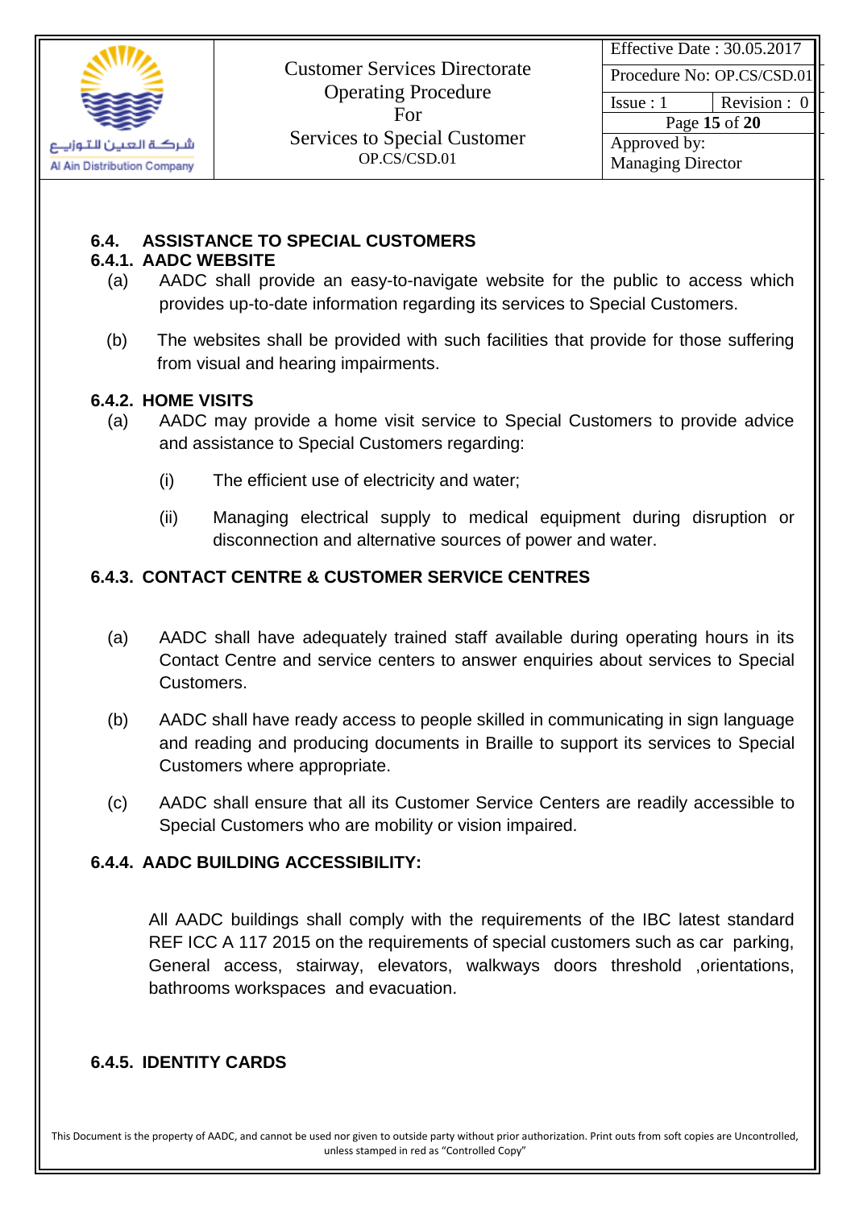### 6.4. ASSISTANCE TO SPECIAL CUSTOMERS

#### 6.4.1. AADC WEBSITE

(a) AADC shall provide an easy-to-navigate website for the public to access which provides up-to-date information regarding its services to Special Customers.

(b) The websites shall be provided with such facilities that provide for those suffering from visual and hearing impairments.

#### 6.4.2. HOME VISITS

(a) AADC may provide a home visit service to Special Customers to provide advice and assistance to Special Customers regarding:

(i) The efficient use of electricity and water;

(ii) Managing electrical supply to medical equipment during disruption or disconnection and alternative sources of power and water.

#### 6.4.3. CONTACT CENTRE & CUSTOMER SERVICE CENTRES

(a) AADC shall have adequately trained staff available during operating hours in its Contact Centre and service centers to answer enquiries about services to Special Customers.

(b) AADC shall have ready access to people skilled in communicating in sign language and reading and producing documents in Braille to support its services to Special Customers where appropriate.

(c) AADC shall ensure that all its Customer Service Centers are readily accessible to Special Customers who are mobility or vision impaired.

#### 6.4.4. AADC BUILDING ACCESSIBILITY:

All AADC buildings shall comply with the requirements of the IBC latest standard REF ICC A 117 2015 on the requirements of special customers such as car parking, General access, stairway, elevators, walkways doors threshold ,orientations, bathrooms workspaces and evacuation.

#### 6.4.5. IDENTITY CARDS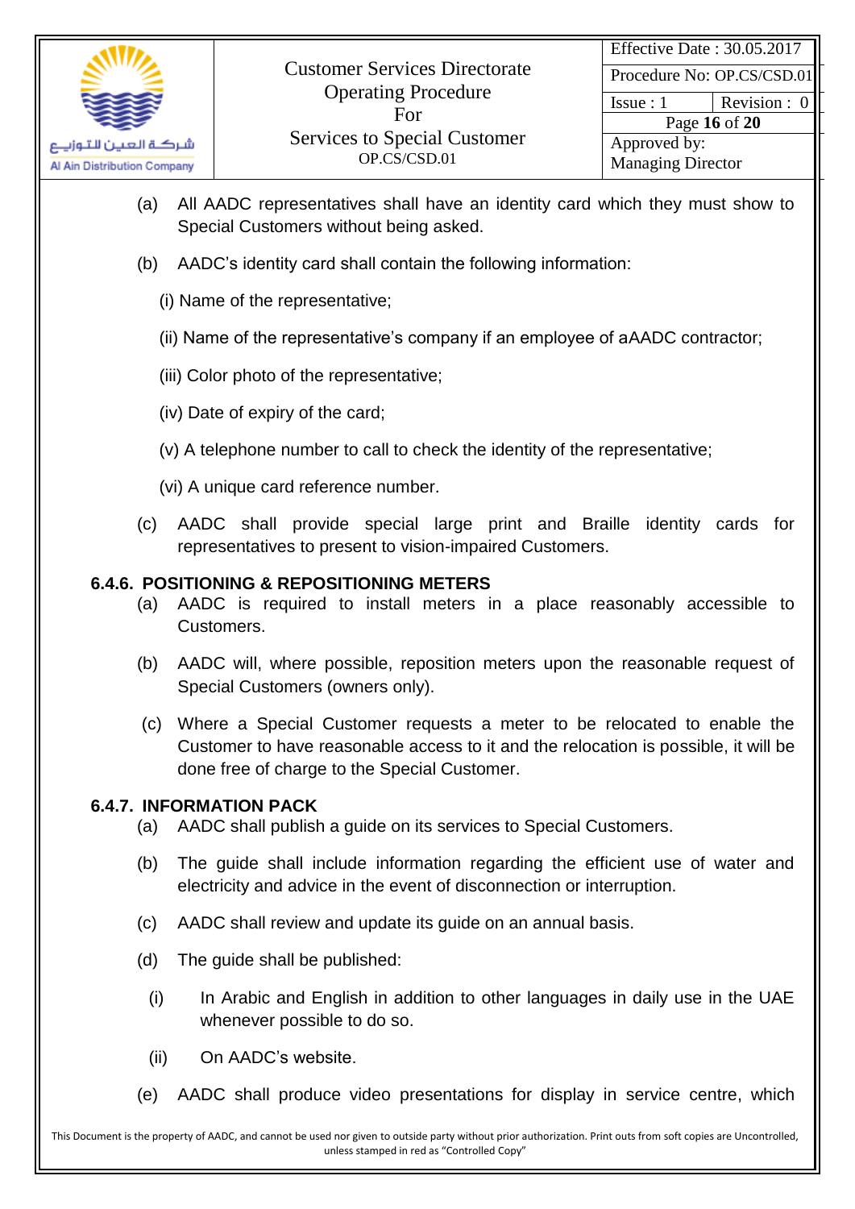(a) All AADC representatives shall have an identity card which they must show to Special Customers without being asked.

(b) AADC's identity card shall contain the following information:

(i) Name of the representative;

(ii) Name of the representative's company if an employee of aAADC contractor;

(iii) Color photo of the representative;

(iv) Date of expiry of the card;

(v) A telephone number to call to check the identity of the representative;

(vi) A unique card reference number.

(c) AADC shall provide special large print and Braille identity cards for representatives to present to vision-impaired Customers.

### 6.4.6. POSITIONING & REPOSITIONING METERS

(a) AADC is required to install meters in a place reasonably accessible to Customers.

(b) AADC will, where possible, reposition meters upon the reasonable request of Special Customers (owners only).

(c) Where a Special Customer requests a meter to be relocated to enable the Customer to have reasonable access to it and the relocation is possible, it will be done free of charge to the Special Customer.

### 6.4.7. INFORMATION PACK

(a) AADC shall publish a guide on its services to Special Customers.

(b) The guide shall include information regarding the efficient use of water and electricity and advice in the event of disconnection or interruption.

(c) AADC shall review and update its guide on an annual basis.

(d) The guide shall be published:

(i) In Arabic and English in addition to other languages in daily use in the UAE whenever possible to do so.

(ii) On AADC's website.

(e) AADC shall produce video presentations for display in service centre, which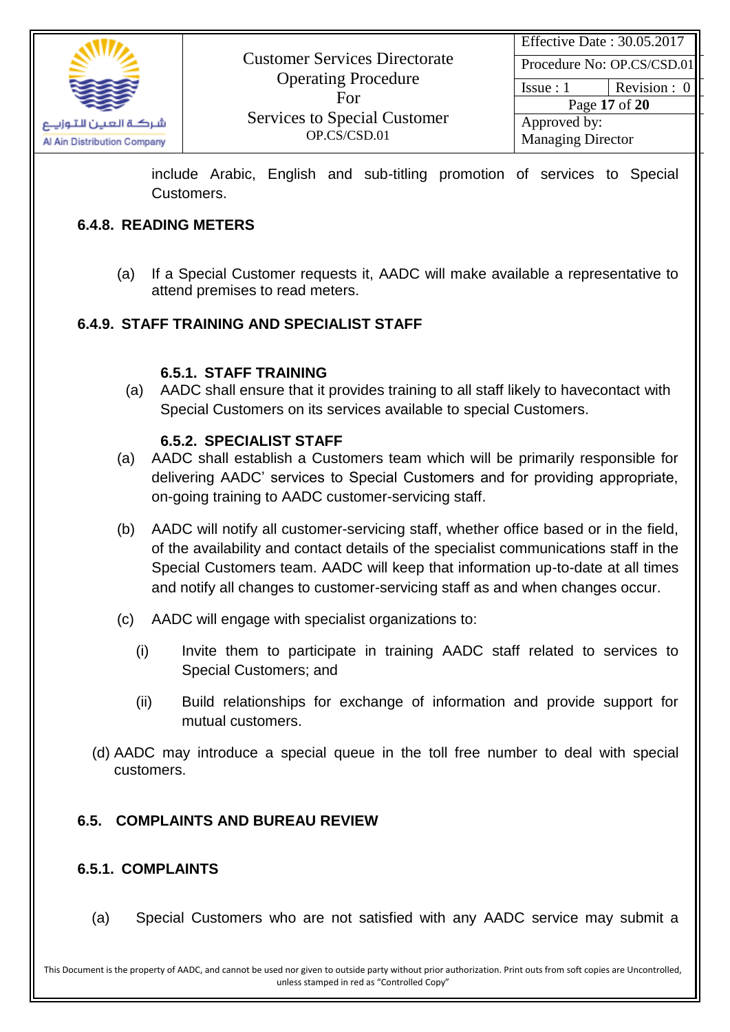include Arabic, English and sub-titling promotion of services to Special Customers.

### 6.4.8. READING METERS

(a) If a Special Customer requests it, AADC will make available a representative to attend premises to read meters.

### 6.4.9. STAFF TRAINING AND SPECIALIST STAFF

#### 6.5.1. STAFF TRAINING

(a) AADC shall ensure that it provides training to all staff likely to havecontact with Special Customers on its services available to special Customers.

#### 6.5.2. SPECIALIST STAFF

(a) AADC shall establish a Customers team which will be primarily responsible for delivering AADC' services to Special Customers and for providing appropriate, on-going training to AADC customer-servicing staff.

(b) AADC will notify all customer-servicing staff, whether office based or in the field, of the availability and contact details of the specialist communications staff in the Special Customers team. AADC will keep that information up-to-date at all times and notify all changes to customer-servicing staff as and when changes occur.

(c) AADC will engage with specialist organizations to:

  (i) Invite them to participate in training AADC staff related to services to Special Customers; and

  (ii) Build relationships for exchange of information and provide support for mutual customers.

(d) AADC may introduce a special queue in the toll free number to deal with special customers.

### 6.5. COMPLAINTS AND BUREAU REVIEW

### 6.5.1. COMPLAINTS

(a) Special Customers who are not satisfied with any AADC service may submit a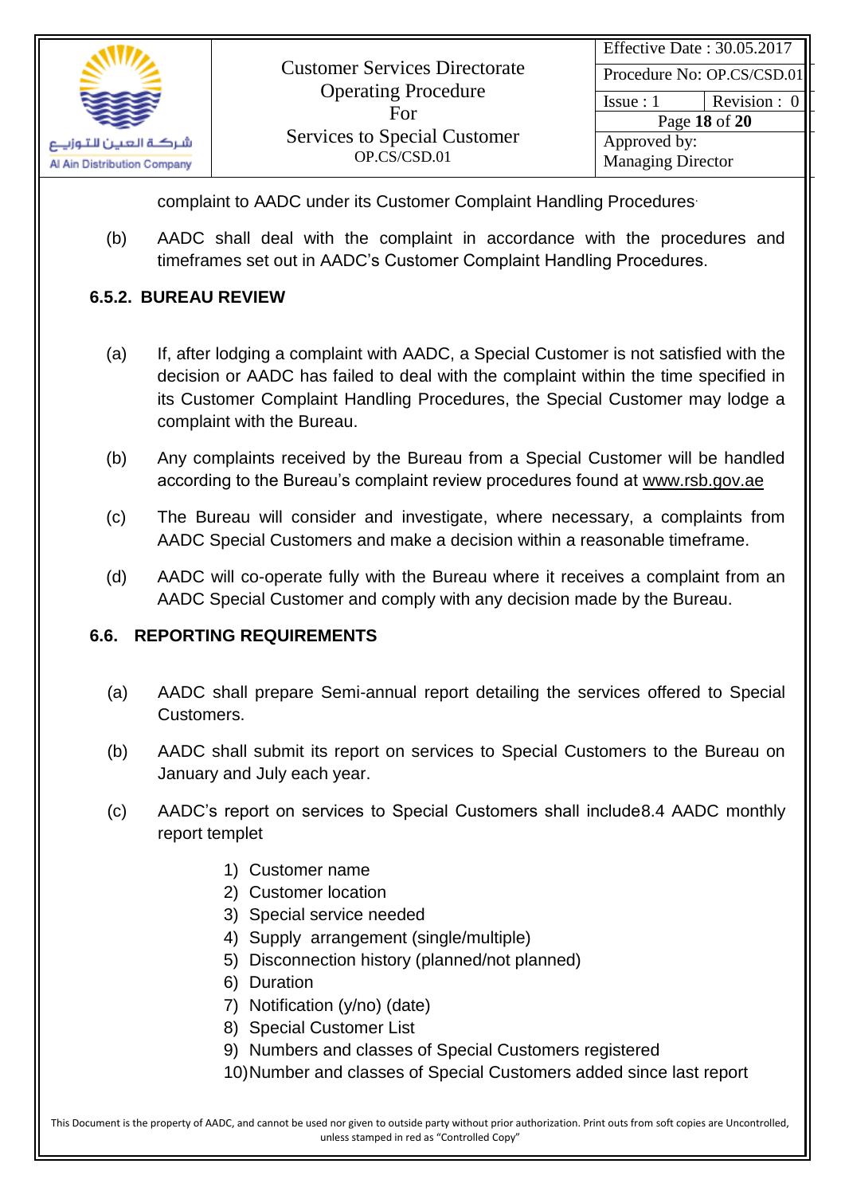complaint to AADC under its Customer Complaint Handling Procedures.

(b) AADC shall deal with the complaint in accordance with the procedures and timeframes set out in AADC's Customer Complaint Handling Procedures.

### 6.5.2. BUREAU REVIEW

(a) If, after lodging a complaint with AADC, a Special Customer is not satisfied with the decision or AADC has failed to deal with the complaint within the time specified in its Customer Complaint Handling Procedures, the Special Customer may lodge a complaint with the Bureau.

(b) Any complaints received by the Bureau from a Special Customer will be handled according to the Bureau's complaint review procedures found at www.rsb.gov.ae

(c) The Bureau will consider and investigate, where necessary, a complaints from AADC Special Customers and make a decision within a reasonable timeframe.

(d) AADC will co-operate fully with the Bureau where it receives a complaint from an AADC Special Customer and comply with any decision made by the Bureau.

## 6.6. REPORTING REQUIREMENTS

(a) AADC shall prepare Semi-annual report detailing the services offered to Special Customers.

(b) AADC shall submit its report on services to Special Customers to the Bureau on January and July each year.

(c) AADC's report on services to Special Customers shall include8.4 AADC monthly report templet

1) Customer name
2) Customer location
3) Special service needed
4) Supply arrangement (single/multiple)
5) Disconnection history (planned/not planned)
6) Duration
7) Notification (y/no) (date)
8) Special Customer List
9) Numbers and classes of Special Customers registered
10) Number and classes of Special Customers added since last report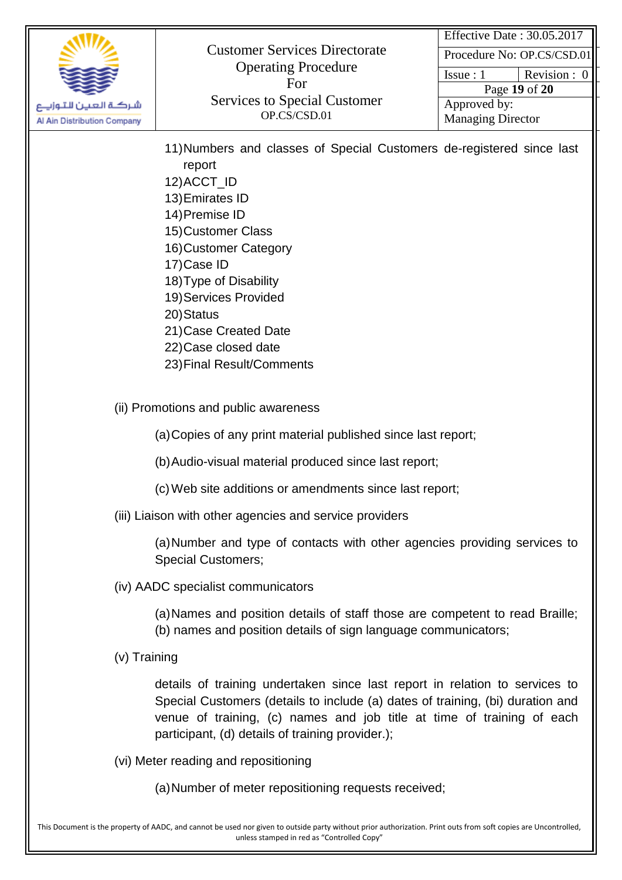11) Numbers and classes of Special Customers de-registered since last report
12) ACCT_ID
13) Emirates ID
14) Premise ID
15) Customer Class
16) Customer Category
17) Case ID
18) Type of Disability
19) Services Provided
20) Status
21) Case Created Date
22) Case closed date
23) Final Result/Comments

(ii) Promotions and public awareness

(a) Copies of any print material published since last report;

(b) Audio-visual material produced since last report;

(c) Web site additions or amendments since last report;

(iii) Liaison with other agencies and service providers

(a) Number and type of contacts with other agencies providing services to Special Customers;

(iv) AADC specialist communicators

(a) Names and position details of staff those are competent to read Braille;
(b) names and position details of sign language communicators;

(v) Training

details of training undertaken since last report in relation to services to Special Customers (details to include (a) dates of training, (bi) duration and venue of training, (c) names and job title at time of training of each participant, (d) details of training provider.);

(vi) Meter reading and repositioning

(a) Number of meter repositioning requests received;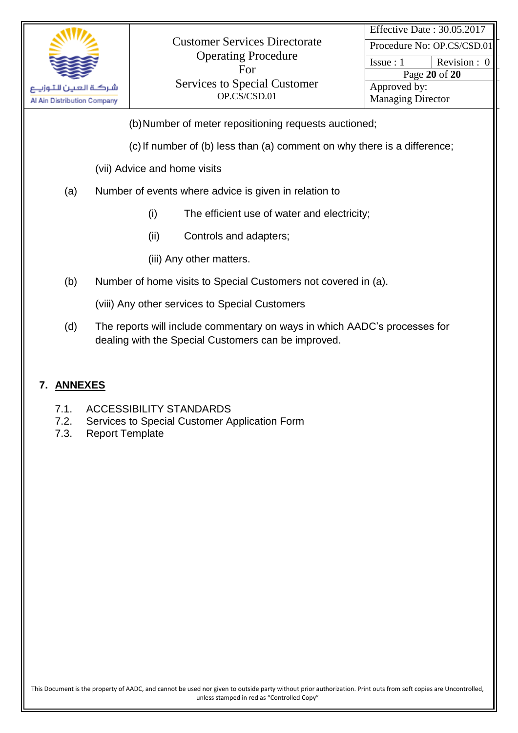(b) Number of meter repositioning requests auctioned;

(c) If number of (b) less than (a) comment on why there is a difference;

(vii) Advice and home visits

(a) Number of events where advice is given in relation to

(i) The efficient use of water and electricity;

(ii) Controls and adapters;

(iii) Any other matters.

(b) Number of home visits to Special Customers not covered in (a).

(viii) Any other services to Special Customers

(d) The reports will include commentary on ways in which AADC's processes for dealing with the Special Customers can be improved.

## 7. ANNEXES

7.1. ACCESSIBILITY STANDARDS
7.2. Services to Special Customer Application Form
7.3. Report Template